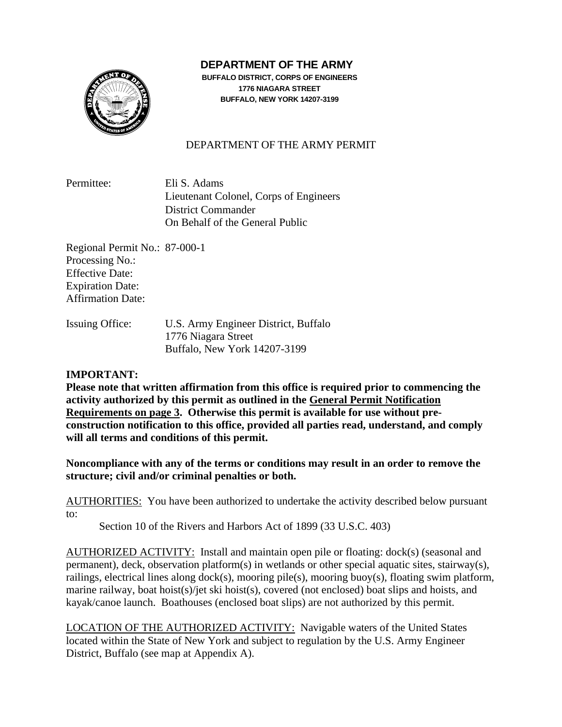# DEPARTMENT OF THE ARMY

**BUFFALO DISTRICT, CORPS OF ENGINEERS**
**1776 NIAGARA STREET**
**BUFFALO, NEW YORK 14207-3199**

## DEPARTMENT OF THE ARMY PERMIT

Permittee: Eli S. Adams
Lieutenant Colonel, Corps of Engineers
District Commander
On Behalf of the General Public

Regional Permit No.: 87-000-1
Processing No.:
Effective Date:
Expiration Date:
Affirmation Date:

Issuing Office: U.S. Army Engineer District, Buffalo
1776 Niagara Street
Buffalo, New York 14207-3199

**IMPORTANT:**
**Please note that written affirmation from this office is required prior to commencing the activity authorized by this permit as outlined in the <u>General Permit Notification Requirements on page 3</u>. Otherwise this permit is available for use without pre-construction notification to this office, provided all parties read, understand, and comply will all terms and conditions of this permit.**

**Noncompliance with any of the terms or conditions may result in an order to remove the structure; civil and/or criminal penalties or both.**

<u>AUTHORITIES:</u> You have been authorized to undertake the activity described below pursuant to:

Section 10 of the Rivers and Harbors Act of 1899 (33 U.S.C. 403)

<u>AUTHORIZED ACTIVITY:</u> Install and maintain open pile or floating: dock(s) (seasonal and permanent), deck, observation platform(s) in wetlands or other special aquatic sites, stairway(s), railings, electrical lines along dock(s), mooring pile(s), mooring buoy(s), floating swim platform, marine railway, boat hoist(s)/jet ski hoist(s), covered (not enclosed) boat slips and hoists, and kayak/canoe launch. Boathouses (enclosed boat slips) are not authorized by this permit.

<u>LOCATION OF THE AUTHORIZED ACTIVITY:</u> Navigable waters of the United States located within the State of New York and subject to regulation by the U.S. Army Engineer District, Buffalo (see map at Appendix A).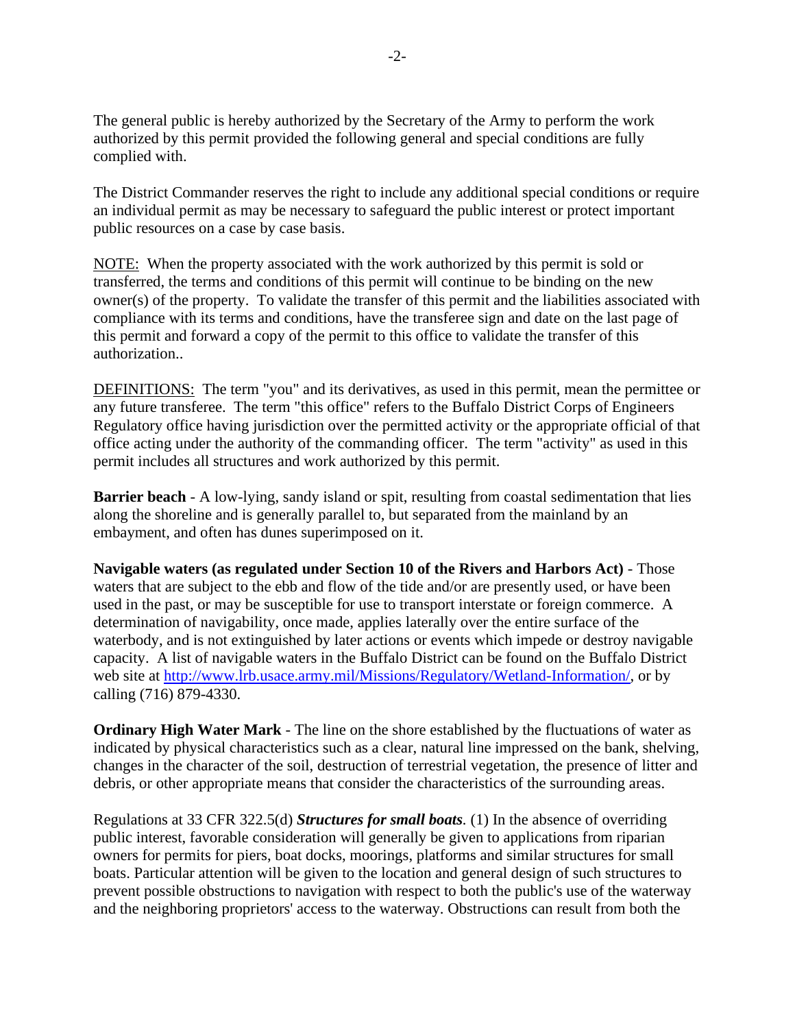The general public is hereby authorized by the Secretary of the Army to perform the work authorized by this permit provided the following general and special conditions are fully complied with.

The District Commander reserves the right to include any additional special conditions or require an individual permit as may be necessary to safeguard the public interest or protect important public resources on a case by case basis.

NOTE: When the property associated with the work authorized by this permit is sold or transferred, the terms and conditions of this permit will continue to be binding on the new owner(s) of the property. To validate the transfer of this permit and the liabilities associated with compliance with its terms and conditions, have the transferee sign and date on the last page of this permit and forward a copy of the permit to this office to validate the transfer of this authorization..

DEFINITIONS: The term "you" and its derivatives, as used in this permit, mean the permittee or any future transferee. The term "this office" refers to the Buffalo District Corps of Engineers Regulatory office having jurisdiction over the permitted activity or the appropriate official of that office acting under the authority of the commanding officer. The term "activity" as used in this permit includes all structures and work authorized by this permit.

**Barrier beach** - A low-lying, sandy island or spit, resulting from coastal sedimentation that lies along the shoreline and is generally parallel to, but separated from the mainland by an embayment, and often has dunes superimposed on it.

**Navigable waters (as regulated under Section 10 of the Rivers and Harbors Act)** - Those waters that are subject to the ebb and flow of the tide and/or are presently used, or have been used in the past, or may be susceptible for use to transport interstate or foreign commerce. A determination of navigability, once made, applies laterally over the entire surface of the waterbody, and is not extinguished by later actions or events which impede or destroy navigable capacity. A list of navigable waters in the Buffalo District can be found on the Buffalo District web site at [http://www.lrb.usace.army.mil/Missions/Regulatory/Wetland-Information/](http://www.lrb.usace.army.mil/Missions/Regulatory/Wetland-Information/), or by calling (716) 879-4330.

**Ordinary High Water Mark** - The line on the shore established by the fluctuations of water as indicated by physical characteristics such as a clear, natural line impressed on the bank, shelving, changes in the character of the soil, destruction of terrestrial vegetation, the presence of litter and debris, or other appropriate means that consider the characteristics of the surrounding areas.

Regulations at 33 CFR 322.5(d) ***Structures for small boats***. (1) In the absence of overriding public interest, favorable consideration will generally be given to applications from riparian owners for permits for piers, boat docks, moorings, platforms and similar structures for small boats. Particular attention will be given to the location and general design of such structures to prevent possible obstructions to navigation with respect to both the public's use of the waterway and the neighboring proprietors' access to the waterway. Obstructions can result from both the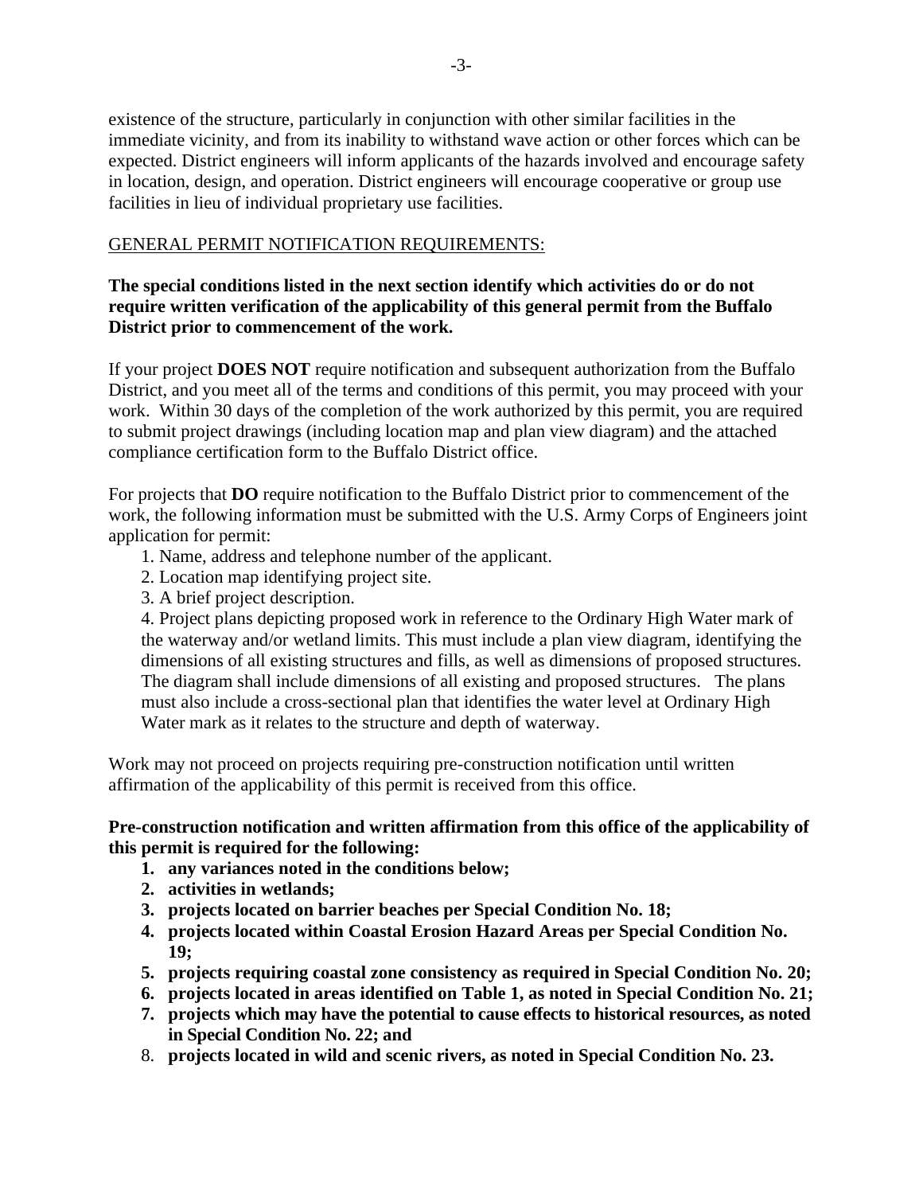existence of the structure, particularly in conjunction with other similar facilities in the immediate vicinity, and from its inability to withstand wave action or other forces which can be expected. District engineers will inform applicants of the hazards involved and encourage safety in location, design, and operation. District engineers will encourage cooperative or group use facilities in lieu of individual proprietary use facilities.

<u>GENERAL PERMIT NOTIFICATION REQUIREMENTS:</u>

**The special conditions listed in the next section identify which activities do or do not require written verification of the applicability of this general permit from the Buffalo District prior to commencement of the work.**

If your project **DOES NOT** require notification and subsequent authorization from the Buffalo District, and you meet all of the terms and conditions of this permit, you may proceed with your work. Within 30 days of the completion of the work authorized by this permit, you are required to submit project drawings (including location map and plan view diagram) and the attached compliance certification form to the Buffalo District office.

For projects that **DO** require notification to the Buffalo District prior to commencement of the work, the following information must be submitted with the U.S. Army Corps of Engineers joint application for permit:

1. Name, address and telephone number of the applicant.
2. Location map identifying project site.
3. A brief project description.
4. Project plans depicting proposed work in reference to the Ordinary High Water mark of the waterway and/or wetland limits. This must include a plan view diagram, identifying the dimensions of all existing structures and fills, as well as dimensions of proposed structures. The diagram shall include dimensions of all existing and proposed structures. The plans must also include a cross-sectional plan that identifies the water level at Ordinary High Water mark as it relates to the structure and depth of waterway.

Work may not proceed on projects requiring pre-construction notification until written affirmation of the applicability of this permit is received from this office.

**Pre-construction notification and written affirmation from this office of the applicability of this permit is required for the following:**

1. **any variances noted in the conditions below;**
2. **activities in wetlands;**
3. **projects located on barrier beaches per Special Condition No. 18;**
4. **projects located within Coastal Erosion Hazard Areas per Special Condition No. 19;**
5. **projects requiring coastal zone consistency as required in Special Condition No. 20;**
6. **projects located in areas identified on Table 1, as noted in Special Condition No. 21;**
7. **projects which may have the potential to cause effects to historical resources, as noted in Special Condition No. 22; and**
8. **projects located in wild and scenic rivers, as noted in Special Condition No. 23.**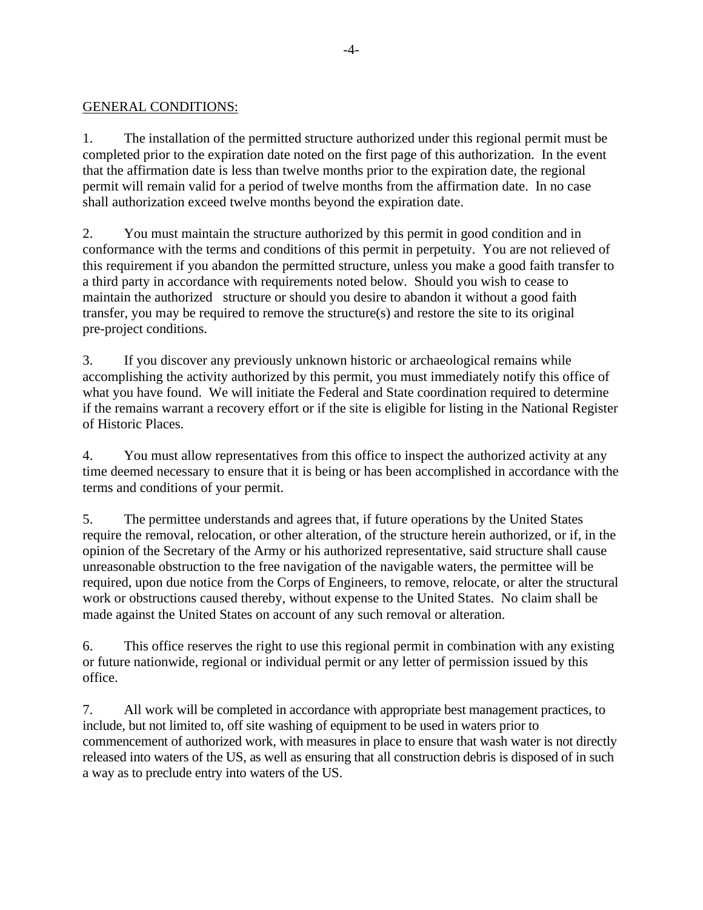GENERAL CONDITIONS:

1. The installation of the permitted structure authorized under this regional permit must be completed prior to the expiration date noted on the first page of this authorization. In the event that the affirmation date is less than twelve months prior to the expiration date, the regional permit will remain valid for a period of twelve months from the affirmation date. In no case shall authorization exceed twelve months beyond the expiration date.

2. You must maintain the structure authorized by this permit in good condition and in conformance with the terms and conditions of this permit in perpetuity. You are not relieved of this requirement if you abandon the permitted structure, unless you make a good faith transfer to a third party in accordance with requirements noted below. Should you wish to cease to maintain the authorized structure or should you desire to abandon it without a good faith transfer, you may be required to remove the structure(s) and restore the site to its original pre-project conditions.

3. If you discover any previously unknown historic or archaeological remains while accomplishing the activity authorized by this permit, you must immediately notify this office of what you have found. We will initiate the Federal and State coordination required to determine if the remains warrant a recovery effort or if the site is eligible for listing in the National Register of Historic Places.

4. You must allow representatives from this office to inspect the authorized activity at any time deemed necessary to ensure that it is being or has been accomplished in accordance with the terms and conditions of your permit.

5. The permittee understands and agrees that, if future operations by the United States require the removal, relocation, or other alteration, of the structure herein authorized, or if, in the opinion of the Secretary of the Army or his authorized representative, said structure shall cause unreasonable obstruction to the free navigation of the navigable waters, the permittee will be required, upon due notice from the Corps of Engineers, to remove, relocate, or alter the structural work or obstructions caused thereby, without expense to the United States. No claim shall be made against the United States on account of any such removal or alteration.

6. This office reserves the right to use this regional permit in combination with any existing or future nationwide, regional or individual permit or any letter of permission issued by this office.

7. All work will be completed in accordance with appropriate best management practices, to include, but not limited to, off site washing of equipment to be used in waters prior to commencement of authorized work, with measures in place to ensure that wash water is not directly released into waters of the US, as well as ensuring that all construction debris is disposed of in such a way as to preclude entry into waters of the US.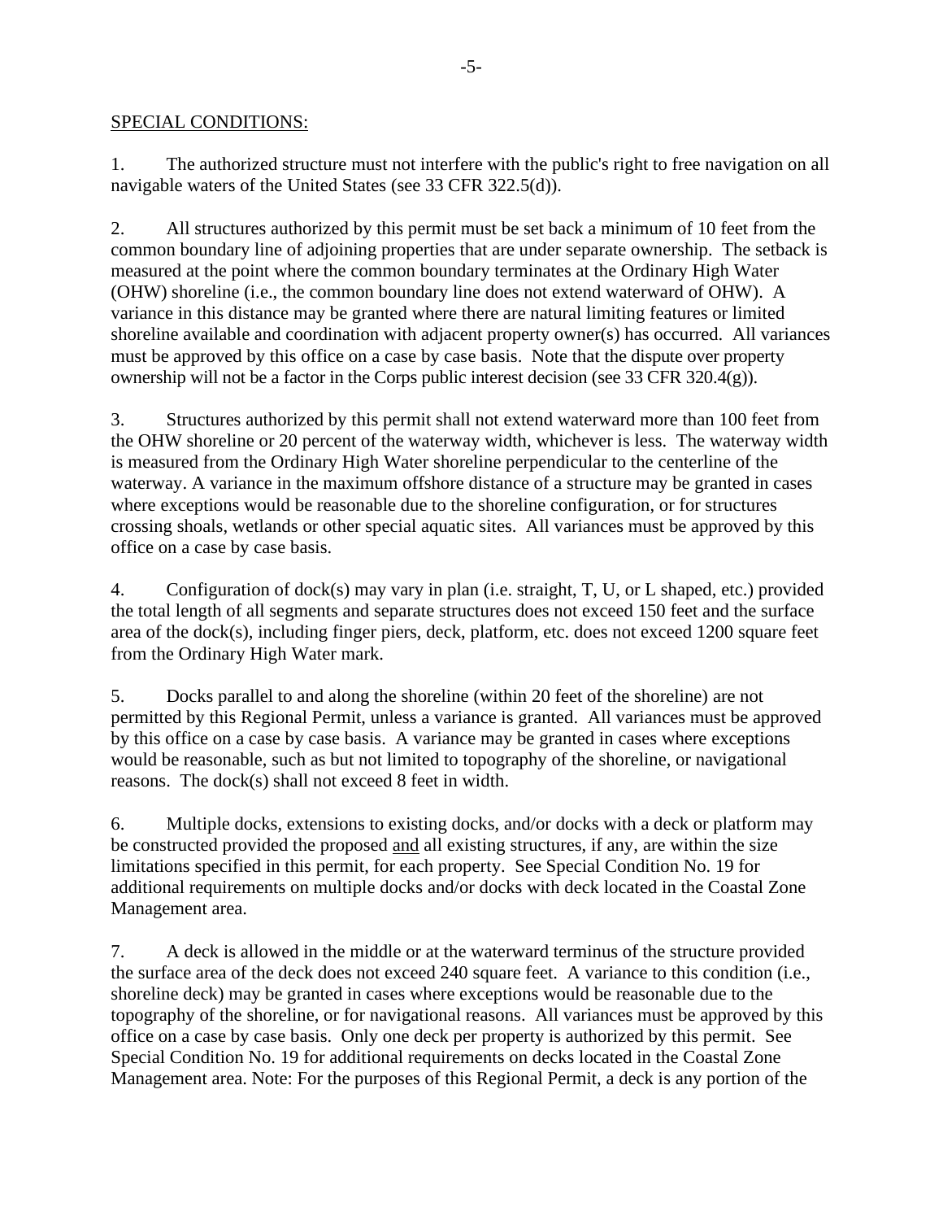<u>SPECIAL CONDITIONS:</u>

1. The authorized structure must not interfere with the public's right to free navigation on all navigable waters of the United States (see 33 CFR 322.5(d)).

2. All structures authorized by this permit must be set back a minimum of 10 feet from the common boundary line of adjoining properties that are under separate ownership. The setback is measured at the point where the common boundary terminates at the Ordinary High Water (OHW) shoreline (i.e., the common boundary line does not extend waterward of OHW). A variance in this distance may be granted where there are natural limiting features or limited shoreline available and coordination with adjacent property owner(s) has occurred. All variances must be approved by this office on a case by case basis. Note that the dispute over property ownership will not be a factor in the Corps public interest decision (see 33 CFR 320.4(g)).

3. Structures authorized by this permit shall not extend waterward more than 100 feet from the OHW shoreline or 20 percent of the waterway width, whichever is less. The waterway width is measured from the Ordinary High Water shoreline perpendicular to the centerline of the waterway. A variance in the maximum offshore distance of a structure may be granted in cases where exceptions would be reasonable due to the shoreline configuration, or for structures crossing shoals, wetlands or other special aquatic sites. All variances must be approved by this office on a case by case basis.

4. Configuration of dock(s) may vary in plan (i.e. straight, T, U, or L shaped, etc.) provided the total length of all segments and separate structures does not exceed 150 feet and the surface area of the dock(s), including finger piers, deck, platform, etc. does not exceed 1200 square feet from the Ordinary High Water mark.

5. Docks parallel to and along the shoreline (within 20 feet of the shoreline) are not permitted by this Regional Permit, unless a variance is granted. All variances must be approved by this office on a case by case basis. A variance may be granted in cases where exceptions would be reasonable, such as but not limited to topography of the shoreline, or navigational reasons. The dock(s) shall not exceed 8 feet in width.

6. Multiple docks, extensions to existing docks, and/or docks with a deck or platform may be constructed provided the proposed <u>and</u> all existing structures, if any, are within the size limitations specified in this permit, for each property. See Special Condition No. 19 for additional requirements on multiple docks and/or docks with deck located in the Coastal Zone Management area.

7. A deck is allowed in the middle or at the waterward terminus of the structure provided the surface area of the deck does not exceed 240 square feet. A variance to this condition (i.e., shoreline deck) may be granted in cases where exceptions would be reasonable due to the topography of the shoreline, or for navigational reasons. All variances must be approved by this office on a case by case basis. Only one deck per property is authorized by this permit. See Special Condition No. 19 for additional requirements on decks located in the Coastal Zone Management area. Note: For the purposes of this Regional Permit, a deck is any portion of the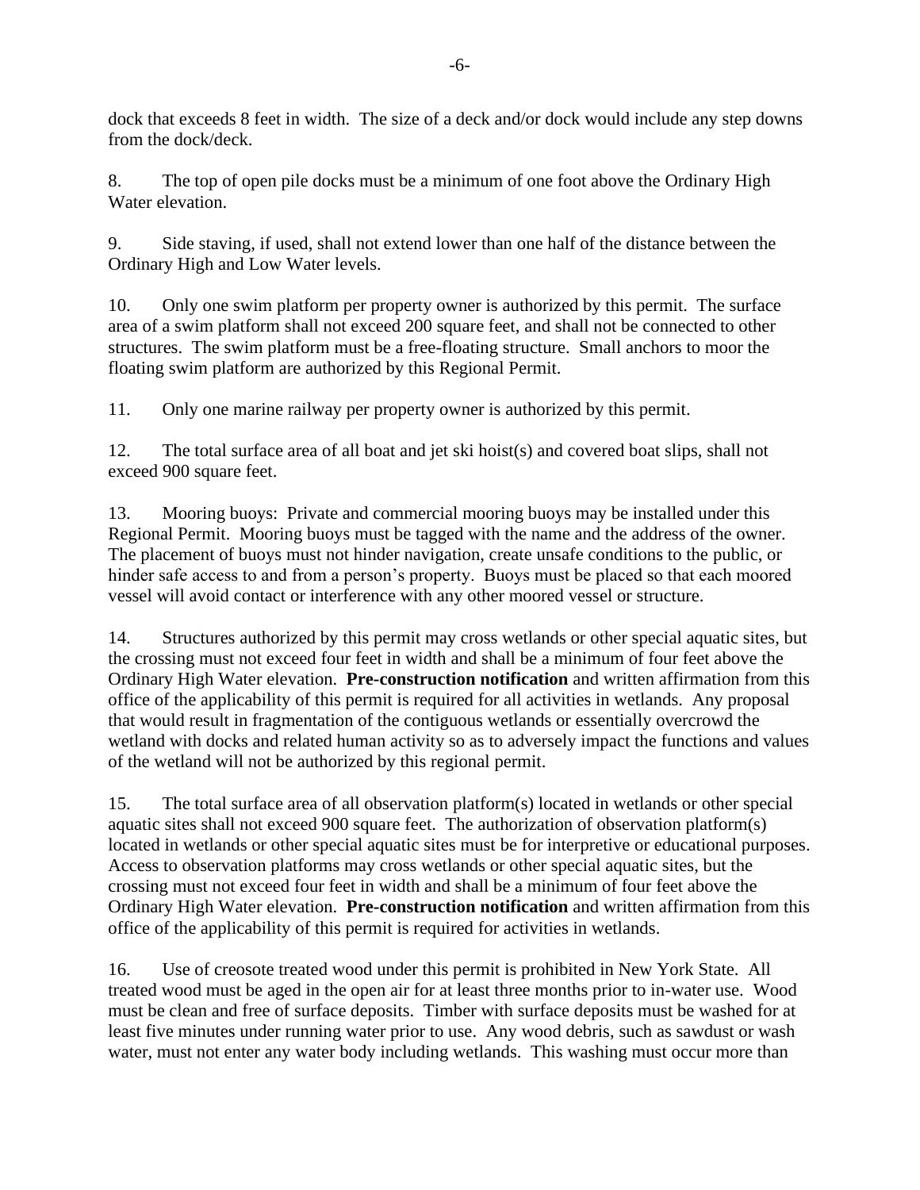dock that exceeds 8 feet in width. The size of a deck and/or dock would include any step downs from the dock/deck.

8. The top of open pile docks must be a minimum of one foot above the Ordinary High Water elevation.

9. Side staving, if used, shall not extend lower than one half of the distance between the Ordinary High and Low Water levels.

10. Only one swim platform per property owner is authorized by this permit. The surface area of a swim platform shall not exceed 200 square feet, and shall not be connected to other structures. The swim platform must be a free-floating structure. Small anchors to moor the floating swim platform are authorized by this Regional Permit.

11. Only one marine railway per property owner is authorized by this permit.

12. The total surface area of all boat and jet ski hoist(s) and covered boat slips, shall not exceed 900 square feet.

13. Mooring buoys: Private and commercial mooring buoys may be installed under this Regional Permit. Mooring buoys must be tagged with the name and the address of the owner. The placement of buoys must not hinder navigation, create unsafe conditions to the public, or hinder safe access to and from a person's property. Buoys must be placed so that each moored vessel will avoid contact or interference with any other moored vessel or structure.

14. Structures authorized by this permit may cross wetlands or other special aquatic sites, but the crossing must not exceed four feet in width and shall be a minimum of four feet above the Ordinary High Water elevation. **Pre-construction notification** and written affirmation from this office of the applicability of this permit is required for all activities in wetlands. Any proposal that would result in fragmentation of the contiguous wetlands or essentially overcrowd the wetland with docks and related human activity so as to adversely impact the functions and values of the wetland will not be authorized by this regional permit.

15. The total surface area of all observation platform(s) located in wetlands or other special aquatic sites shall not exceed 900 square feet. The authorization of observation platform(s) located in wetlands or other special aquatic sites must be for interpretive or educational purposes. Access to observation platforms may cross wetlands or other special aquatic sites, but the crossing must not exceed four feet in width and shall be a minimum of four feet above the Ordinary High Water elevation. **Pre-construction notification** and written affirmation from this office of the applicability of this permit is required for activities in wetlands.

16. Use of creosote treated wood under this permit is prohibited in New York State. All treated wood must be aged in the open air for at least three months prior to in-water use. Wood must be clean and free of surface deposits. Timber with surface deposits must be washed for at least five minutes under running water prior to use. Any wood debris, such as sawdust or wash water, must not enter any water body including wetlands. This washing must occur more than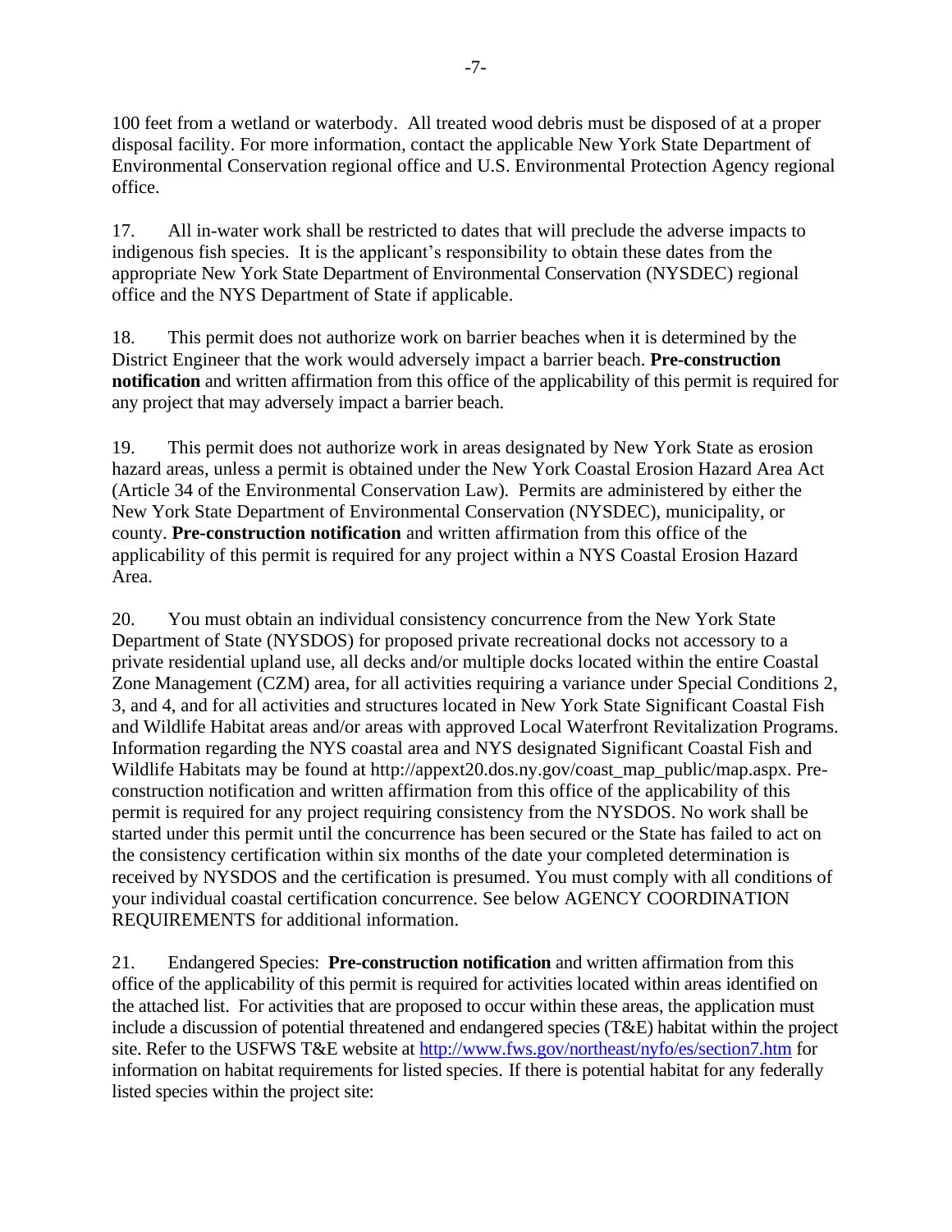100 feet from a wetland or waterbody. All treated wood debris must be disposed of at a proper disposal facility. For more information, contact the applicable New York State Department of Environmental Conservation regional office and U.S. Environmental Protection Agency regional office.

17. All in-water work shall be restricted to dates that will preclude the adverse impacts to indigenous fish species. It is the applicant's responsibility to obtain these dates from the appropriate New York State Department of Environmental Conservation (NYSDEC) regional office and the NYS Department of State if applicable.

18. This permit does not authorize work on barrier beaches when it is determined by the District Engineer that the work would adversely impact a barrier beach. **Pre-construction notification** and written affirmation from this office of the applicability of this permit is required for any project that may adversely impact a barrier beach.

19. This permit does not authorize work in areas designated by New York State as erosion hazard areas, unless a permit is obtained under the New York Coastal Erosion Hazard Area Act (Article 34 of the Environmental Conservation Law). Permits are administered by either the New York State Department of Environmental Conservation (NYSDEC), municipality, or county. **Pre-construction notification** and written affirmation from this office of the applicability of this permit is required for any project within a NYS Coastal Erosion Hazard Area.

20. You must obtain an individual consistency concurrence from the New York State Department of State (NYSDOS) for proposed private recreational docks not accessory to a private residential upland use, all decks and/or multiple docks located within the entire Coastal Zone Management (CZM) area, for all activities requiring a variance under Special Conditions 2, 3, and 4, and for all activities and structures located in New York State Significant Coastal Fish and Wildlife Habitat areas and/or areas with approved Local Waterfront Revitalization Programs. Information regarding the NYS coastal area and NYS designated Significant Coastal Fish and Wildlife Habitats may be found at http://appext20.dos.ny.gov/coast_map_public/map.aspx. Pre-construction notification and written affirmation from this office of the applicability of this permit is required for any project requiring consistency from the NYSDOS. No work shall be started under this permit until the concurrence has been secured or the State has failed to act on the consistency certification within six months of the date your completed determination is received by NYSDOS and the certification is presumed. You must comply with all conditions of your individual coastal certification concurrence. See below AGENCY COORDINATION REQUIREMENTS for additional information.

21. Endangered Species: **Pre-construction notification** and written affirmation from this office of the applicability of this permit is required for activities located within areas identified on the attached list. For activities that are proposed to occur within these areas, the application must include a discussion of potential threatened and endangered species (T&E) habitat within the project site. Refer to the USFWS T&E website at http://www.fws.gov/northeast/nyfo/es/section7.htm for information on habitat requirements for listed species. If there is potential habitat for any federally listed species within the project site: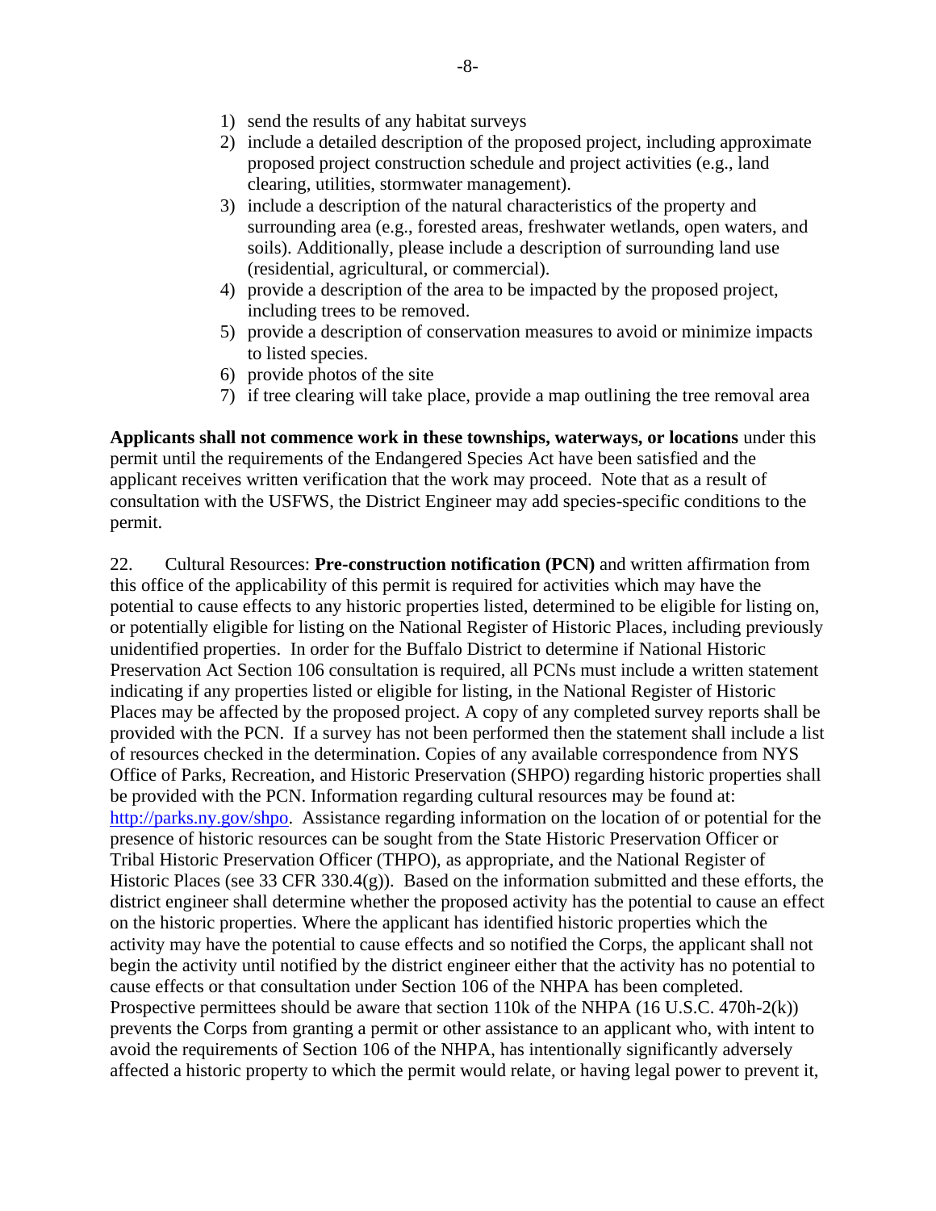1) send the results of any habitat surveys
2) include a detailed description of the proposed project, including approximate proposed project construction schedule and project activities (e.g., land clearing, utilities, stormwater management).
3) include a description of the natural characteristics of the property and surrounding area (e.g., forested areas, freshwater wetlands, open waters, and soils). Additionally, please include a description of surrounding land use (residential, agricultural, or commercial).
4) provide a description of the area to be impacted by the proposed project, including trees to be removed.
5) provide a description of conservation measures to avoid or minimize impacts to listed species.
6) provide photos of the site
7) if tree clearing will take place, provide a map outlining the tree removal area

**Applicants shall not commence work in these townships, waterways, or locations** under this permit until the requirements of the Endangered Species Act have been satisfied and the applicant receives written verification that the work may proceed. Note that as a result of consultation with the USFWS, the District Engineer may add species-specific conditions to the permit.

22. Cultural Resources: **Pre-construction notification (PCN)** and written affirmation from this office of the applicability of this permit is required for activities which may have the potential to cause effects to any historic properties listed, determined to be eligible for listing on, or potentially eligible for listing on the National Register of Historic Places, including previously unidentified properties. In order for the Buffalo District to determine if National Historic Preservation Act Section 106 consultation is required, all PCNs must include a written statement indicating if any properties listed or eligible for listing, in the National Register of Historic Places may be affected by the proposed project. A copy of any completed survey reports shall be provided with the PCN. If a survey has not been performed then the statement shall include a list of resources checked in the determination. Copies of any available correspondence from NYS Office of Parks, Recreation, and Historic Preservation (SHPO) regarding historic properties shall be provided with the PCN. Information regarding cultural resources may be found at: [http://parks.ny.gov/shpo](http://parks.ny.gov/shpo). Assistance regarding information on the location of or potential for the presence of historic resources can be sought from the State Historic Preservation Officer or Tribal Historic Preservation Officer (THPO), as appropriate, and the National Register of Historic Places (see 33 CFR 330.4(g)). Based on the information submitted and these efforts, the district engineer shall determine whether the proposed activity has the potential to cause an effect on the historic properties. Where the applicant has identified historic properties which the activity may have the potential to cause effects and so notified the Corps, the applicant shall not begin the activity until notified by the district engineer either that the activity has no potential to cause effects or that consultation under Section 106 of the NHPA has been completed. Prospective permittees should be aware that section 110k of the NHPA (16 U.S.C. 470h-2(k)) prevents the Corps from granting a permit or other assistance to an applicant who, with intent to avoid the requirements of Section 106 of the NHPA, has intentionally significantly adversely affected a historic property to which the permit would relate, or having legal power to prevent it,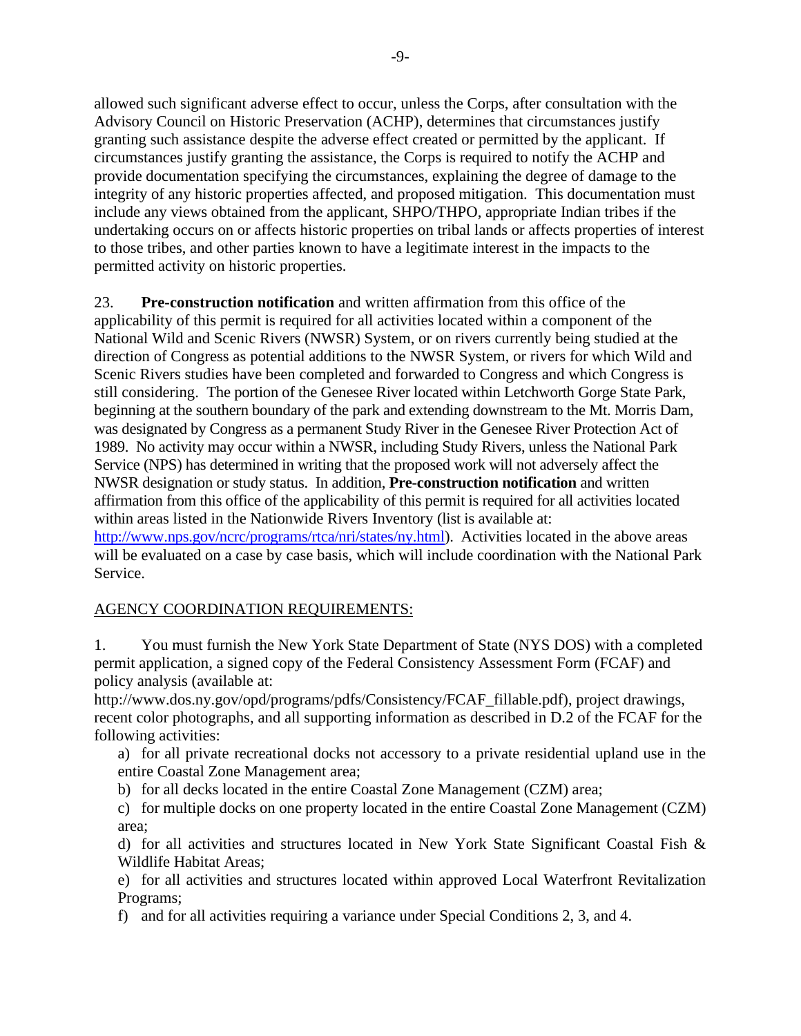allowed such significant adverse effect to occur, unless the Corps, after consultation with the Advisory Council on Historic Preservation (ACHP), determines that circumstances justify granting such assistance despite the adverse effect created or permitted by the applicant. If circumstances justify granting the assistance, the Corps is required to notify the ACHP and provide documentation specifying the circumstances, explaining the degree of damage to the integrity of any historic properties affected, and proposed mitigation. This documentation must include any views obtained from the applicant, SHPO/THPO, appropriate Indian tribes if the undertaking occurs on or affects historic properties on tribal lands or affects properties of interest to those tribes, and other parties known to have a legitimate interest in the impacts to the permitted activity on historic properties.

23. **Pre-construction notification** and written affirmation from this office of the applicability of this permit is required for all activities located within a component of the National Wild and Scenic Rivers (NWSR) System, or on rivers currently being studied at the direction of Congress as potential additions to the NWSR System, or rivers for which Wild and Scenic Rivers studies have been completed and forwarded to Congress and which Congress is still considering. The portion of the Genesee River located within Letchworth Gorge State Park, beginning at the southern boundary of the park and extending downstream to the Mt. Morris Dam, was designated by Congress as a permanent Study River in the Genesee River Protection Act of 1989. No activity may occur within a NWSR, including Study Rivers, unless the National Park Service (NPS) has determined in writing that the proposed work will not adversely affect the NWSR designation or study status. In addition, **Pre-construction notification** and written affirmation from this office of the applicability of this permit is required for all activities located within areas listed in the Nationwide Rivers Inventory (list is available at: http://www.nps.gov/ncrc/programs/rtca/nri/states/ny.html). Activities located in the above areas will be evaluated on a case by case basis, which will include coordination with the National Park Service.

AGENCY COORDINATION REQUIREMENTS:

1. You must furnish the New York State Department of State (NYS DOS) with a completed permit application, a signed copy of the Federal Consistency Assessment Form (FCAF) and policy analysis (available at: http://www.dos.ny.gov/opd/programs/pdfs/Consistency/FCAF_fillable.pdf), project drawings, recent color photographs, and all supporting information as described in D.2 of the FCAF for the following activities:

   a) for all private recreational docks not accessory to a private residential upland use in the entire Coastal Zone Management area;

   b) for all decks located in the entire Coastal Zone Management (CZM) area;

   c) for multiple docks on one property located in the entire Coastal Zone Management (CZM) area;

   d) for all activities and structures located in New York State Significant Coastal Fish & Wildlife Habitat Areas;

   e) for all activities and structures located within approved Local Waterfront Revitalization Programs;

   f) and for all activities requiring a variance under Special Conditions 2, 3, and 4.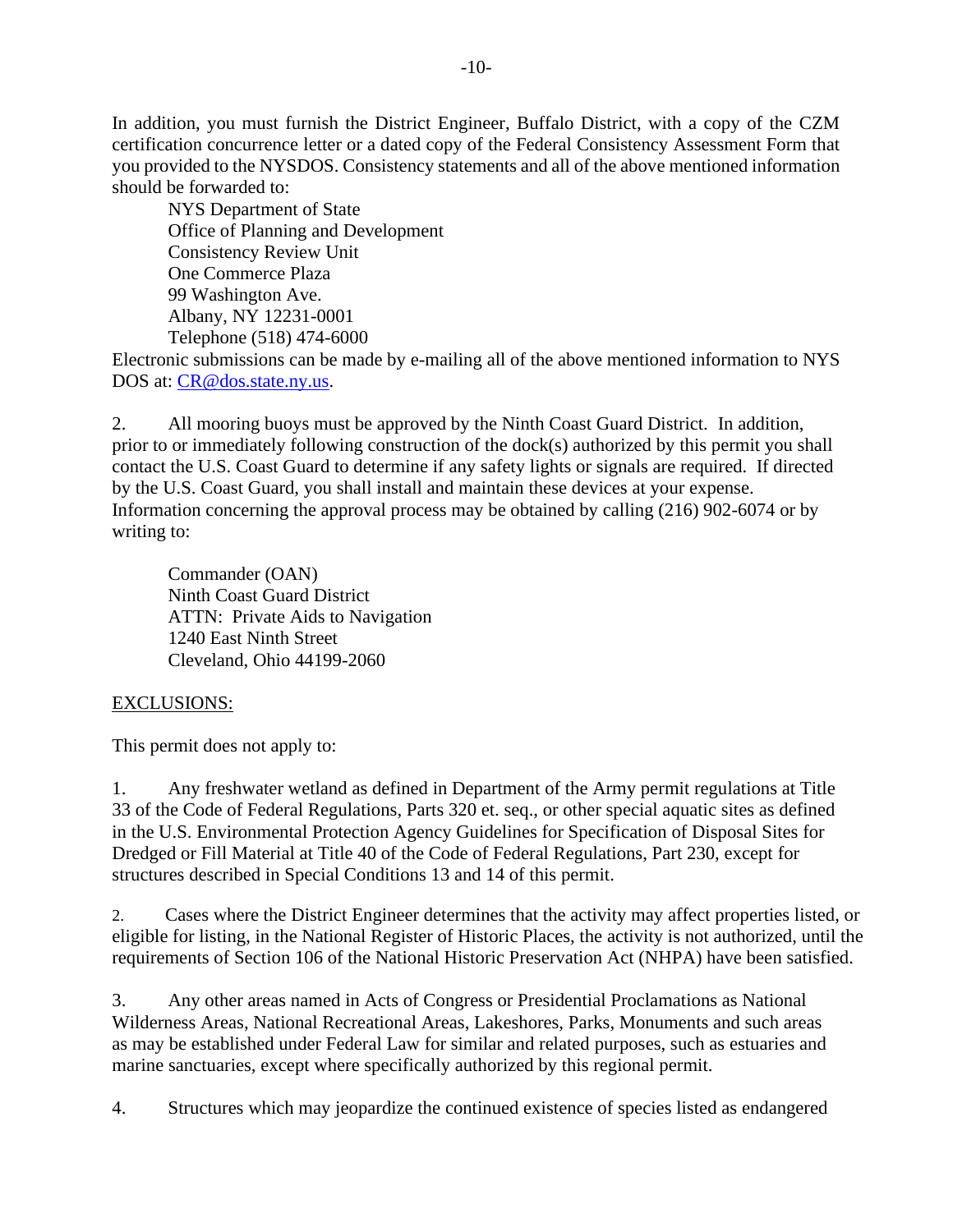In addition, you must furnish the District Engineer, Buffalo District, with a copy of the CZM certification concurrence letter or a dated copy of the Federal Consistency Assessment Form that you provided to the NYSDOS. Consistency statements and all of the above mentioned information should be forwarded to:

NYS Department of State
Office of Planning and Development
Consistency Review Unit
One Commerce Plaza
99 Washington Ave.
Albany, NY 12231-0001
Telephone (518) 474-6000

Electronic submissions can be made by e-mailing all of the above mentioned information to NYS DOS at: CR@dos.state.ny.us.

2. All mooring buoys must be approved by the Ninth Coast Guard District. In addition, prior to or immediately following construction of the dock(s) authorized by this permit you shall contact the U.S. Coast Guard to determine if any safety lights or signals are required. If directed by the U.S. Coast Guard, you shall install and maintain these devices at your expense. Information concerning the approval process may be obtained by calling (216) 902-6074 or by writing to:

Commander (OAN)
Ninth Coast Guard District
ATTN: Private Aids to Navigation
1240 East Ninth Street
Cleveland, Ohio 44199-2060

EXCLUSIONS:

This permit does not apply to:

1. Any freshwater wetland as defined in Department of the Army permit regulations at Title 33 of the Code of Federal Regulations, Parts 320 et. seq., or other special aquatic sites as defined in the U.S. Environmental Protection Agency Guidelines for Specification of Disposal Sites for Dredged or Fill Material at Title 40 of the Code of Federal Regulations, Part 230, except for structures described in Special Conditions 13 and 14 of this permit.

2. Cases where the District Engineer determines that the activity may affect properties listed, or eligible for listing, in the National Register of Historic Places, the activity is not authorized, until the requirements of Section 106 of the National Historic Preservation Act (NHPA) have been satisfied.

3. Any other areas named in Acts of Congress or Presidential Proclamations as National Wilderness Areas, National Recreational Areas, Lakeshores, Parks, Monuments and such areas as may be established under Federal Law for similar and related purposes, such as estuaries and marine sanctuaries, except where specifically authorized by this regional permit.

4. Structures which may jeopardize the continued existence of species listed as endangered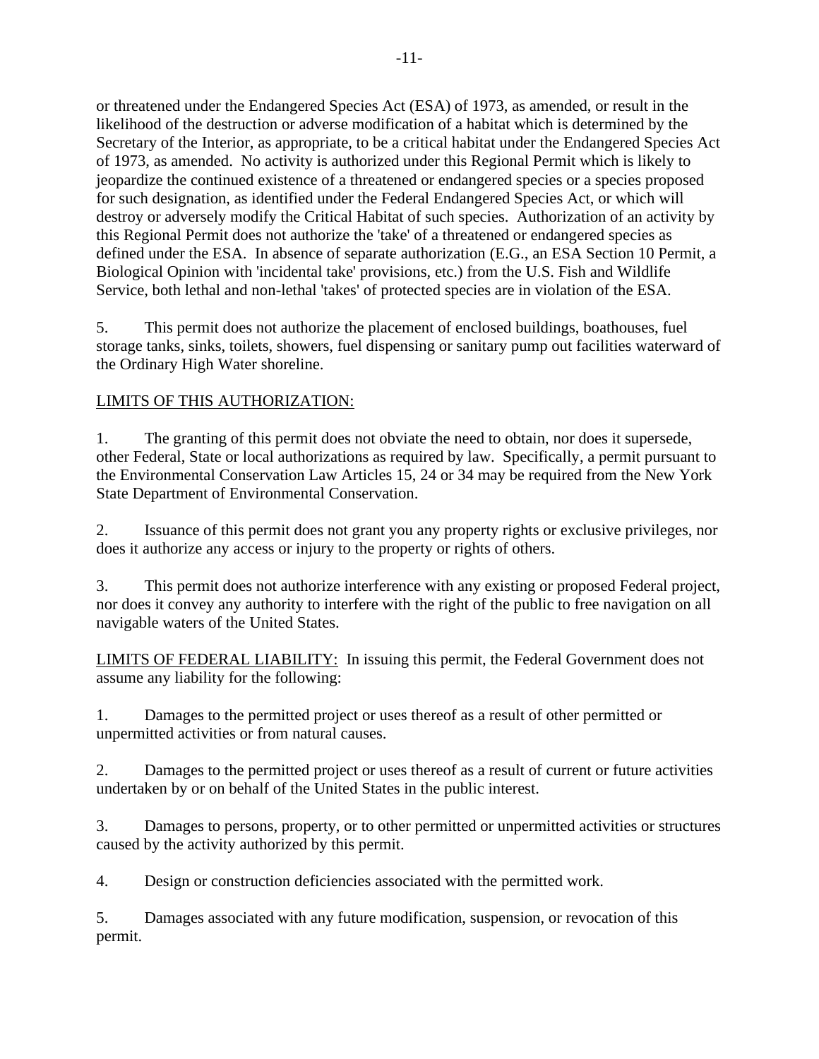or threatened under the Endangered Species Act (ESA) of 1973, as amended, or result in the likelihood of the destruction or adverse modification of a habitat which is determined by the Secretary of the Interior, as appropriate, to be a critical habitat under the Endangered Species Act of 1973, as amended. No activity is authorized under this Regional Permit which is likely to jeopardize the continued existence of a threatened or endangered species or a species proposed for such designation, as identified under the Federal Endangered Species Act, or which will destroy or adversely modify the Critical Habitat of such species. Authorization of an activity by this Regional Permit does not authorize the 'take' of a threatened or endangered species as defined under the ESA. In absence of separate authorization (E.G., an ESA Section 10 Permit, a Biological Opinion with 'incidental take' provisions, etc.) from the U.S. Fish and Wildlife Service, both lethal and non-lethal 'takes' of protected species are in violation of the ESA.

5. This permit does not authorize the placement of enclosed buildings, boathouses, fuel storage tanks, sinks, toilets, showers, fuel dispensing or sanitary pump out facilities waterward of the Ordinary High Water shoreline.

<u>LIMITS OF THIS AUTHORIZATION:</u>

1. The granting of this permit does not obviate the need to obtain, nor does it supersede, other Federal, State or local authorizations as required by law. Specifically, a permit pursuant to the Environmental Conservation Law Articles 15, 24 or 34 may be required from the New York State Department of Environmental Conservation.

2. Issuance of this permit does not grant you any property rights or exclusive privileges, nor does it authorize any access or injury to the property or rights of others.

3. This permit does not authorize interference with any existing or proposed Federal project, nor does it convey any authority to interfere with the right of the public to free navigation on all navigable waters of the United States.

<u>LIMITS OF FEDERAL LIABILITY:</u> In issuing this permit, the Federal Government does not assume any liability for the following:

1. Damages to the permitted project or uses thereof as a result of other permitted or unpermitted activities or from natural causes.

2. Damages to the permitted project or uses thereof as a result of current or future activities undertaken by or on behalf of the United States in the public interest.

3. Damages to persons, property, or to other permitted or unpermitted activities or structures caused by the activity authorized by this permit.

4. Design or construction deficiencies associated with the permitted work.

5. Damages associated with any future modification, suspension, or revocation of this permit.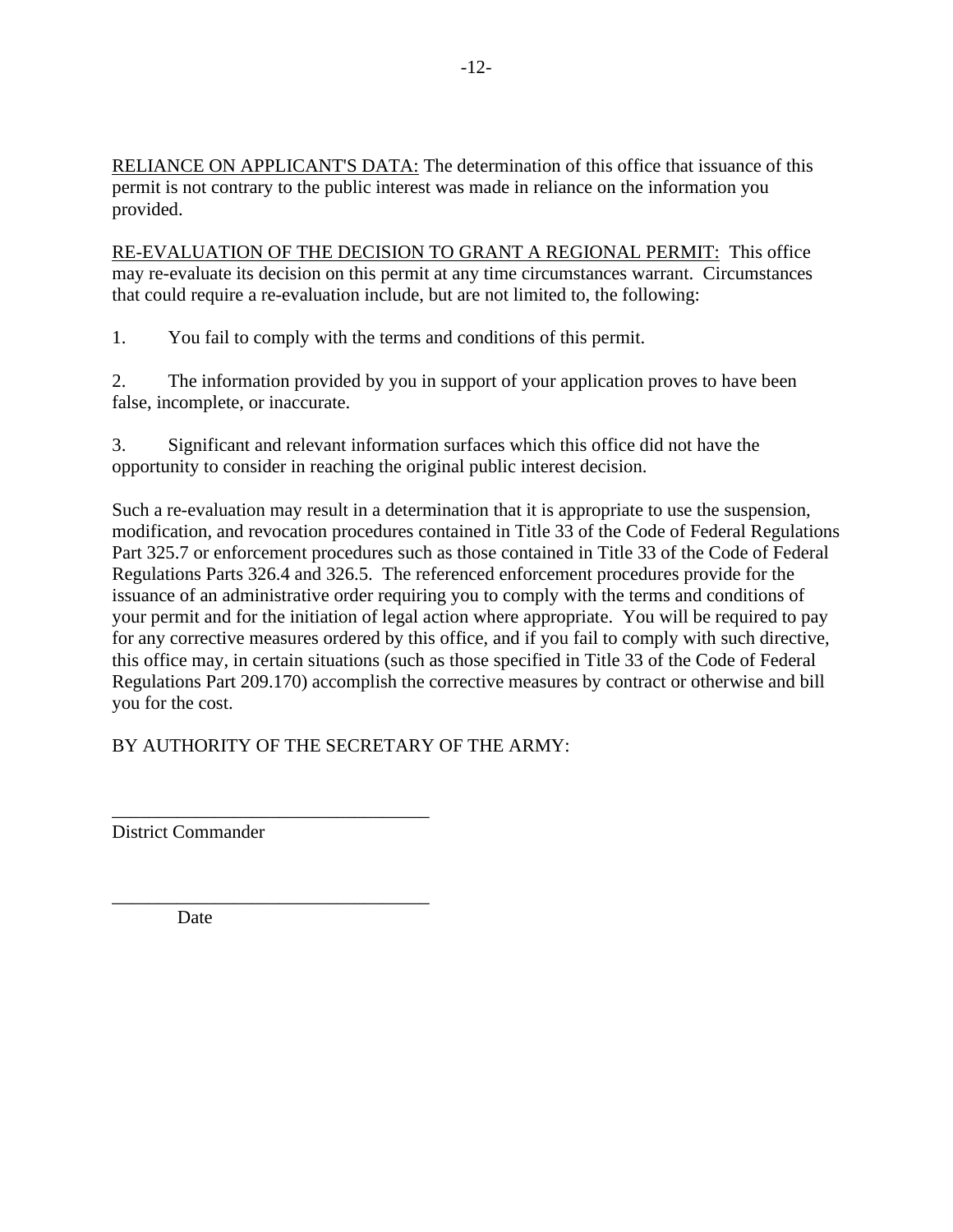<u>RELIANCE ON APPLICANT'S DATA:</u> The determination of this office that issuance of this permit is not contrary to the public interest was made in reliance on the information you provided.

<u>RE-EVALUATION OF THE DECISION TO GRANT A REGIONAL PERMIT:</u> This office may re-evaluate its decision on this permit at any time circumstances warrant. Circumstances that could require a re-evaluation include, but are not limited to, the following:

1. You fail to comply with the terms and conditions of this permit.

2. The information provided by you in support of your application proves to have been false, incomplete, or inaccurate.

3. Significant and relevant information surfaces which this office did not have the opportunity to consider in reaching the original public interest decision.

Such a re-evaluation may result in a determination that it is appropriate to use the suspension, modification, and revocation procedures contained in Title 33 of the Code of Federal Regulations Part 325.7 or enforcement procedures such as those contained in Title 33 of the Code of Federal Regulations Parts 326.4 and 326.5. The referenced enforcement procedures provide for the issuance of an administrative order requiring you to comply with the terms and conditions of your permit and for the initiation of legal action where appropriate. You will be required to pay for any corrective measures ordered by this office, and if you fail to comply with such directive, this office may, in certain situations (such as those specified in Title 33 of the Code of Federal Regulations Part 209.170) accomplish the corrective measures by contract or otherwise and bill you for the cost.

BY AUTHORITY OF THE SECRETARY OF THE ARMY:

\_\_\_\_\_\_\_\_\_\_\_\_\_\_\_\_\_\_\_\_\_\_\_\_\_\_\_\_\_\_\_\_\_\_
District Commander

\_\_\_\_\_\_\_\_\_\_\_\_\_\_\_\_\_\_\_\_\_\_\_\_\_\_\_\_\_\_\_\_\_\_
Date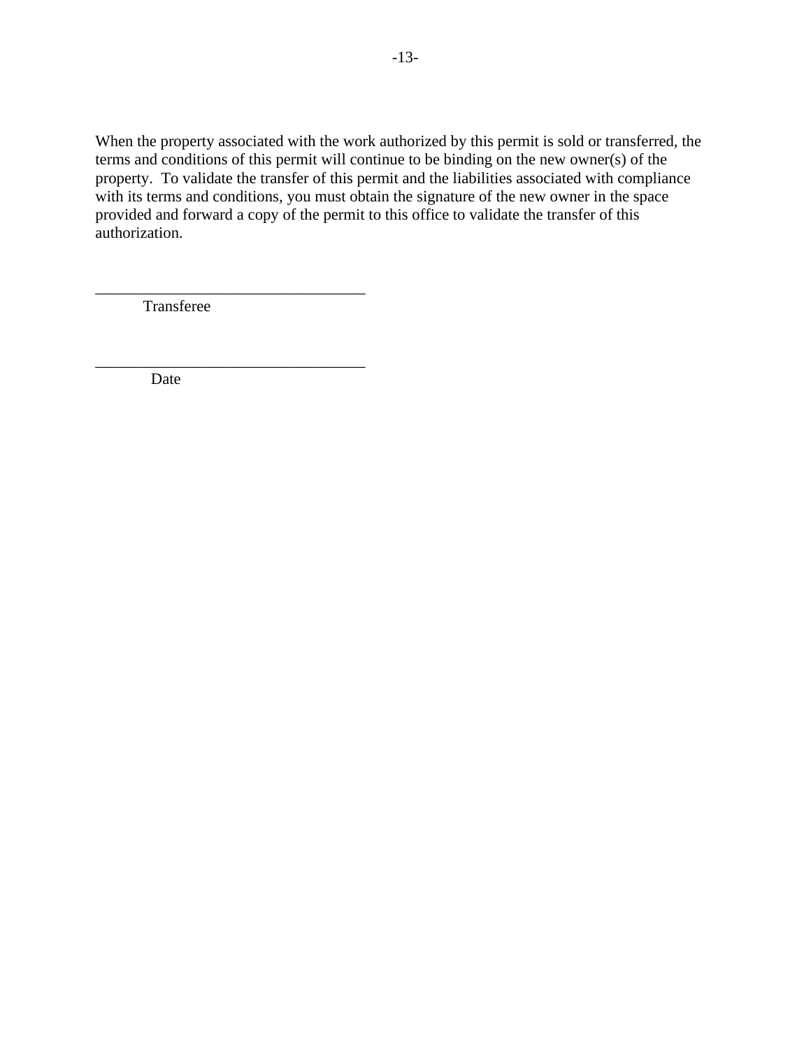When the property associated with the work authorized by this permit is sold or transferred, the terms and conditions of this permit will continue to be binding on the new owner(s) of the property.  To validate the transfer of this permit and the liabilities associated with compliance with its terms and conditions, you must obtain the signature of the new owner in the space provided and forward a copy of the permit to this office to validate the transfer of this authorization.

___________________________________
Transferee

___________________________________
Date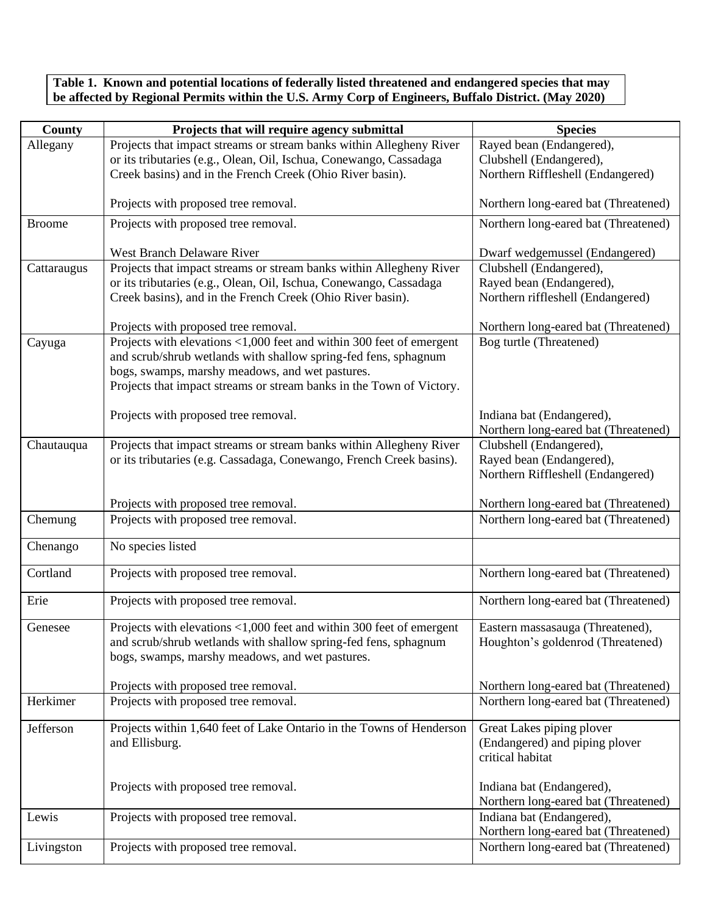**Table 1. Known and potential locations of federally listed threatened and endangered species that may be affected by Regional Permits within the U.S. Army Corp of Engineers, Buffalo District. (May 2020)**

| County | Projects that will require agency submittal | Species |
|---|---|---|
| Allegany | Projects that impact streams or stream banks within Allegheny River or its tributaries (e.g., Olean, Oil, Ischua, Conewango, Cassadaga Creek basins) and in the French Creek (Ohio River basin).<br><br>Projects with proposed tree removal. | Rayed bean (Endangered),<br>Clubshell (Endangered),<br>Northern Riffleshell (Endangered)<br><br>Northern long-eared bat (Threatened) |
| Broome | Projects with proposed tree removal.<br><br>West Branch Delaware River | Northern long-eared bat (Threatened)<br><br>Dwarf wedgemussel (Endangered) |
| Cattaraugus | Projects that impact streams or stream banks within Allegheny River or its tributaries (e.g., Olean, Oil, Ischua, Conewango, Cassadaga Creek basins), and in the French Creek (Ohio River basin).<br><br>Projects with proposed tree removal. | Clubshell (Endangered),<br>Rayed bean (Endangered),<br>Northern riffleshell (Endangered)<br><br>Northern long-eared bat (Threatened) |
| Cayuga | Projects with elevations <1,000 feet and within 300 feet of emergent and scrub/shrub wetlands with shallow spring-fed fens, sphagnum bogs, swamps, marshy meadows, and wet pastures.<br>Projects that impact streams or stream banks in the Town of Victory.<br><br>Projects with proposed tree removal. | Bog turtle (Threatened)<br><br>Indiana bat (Endangered),<br>Northern long-eared bat (Threatened) |
| Chautauqua | Projects that impact streams or stream banks within Allegheny River or its tributaries (e.g. Cassadaga, Conewango, French Creek basins).<br><br>Projects with proposed tree removal. | Clubshell (Endangered),<br>Rayed bean (Endangered),<br>Northern Riffleshell (Endangered)<br><br>Northern long-eared bat (Threatened) |
| Chemung | Projects with proposed tree removal. | Northern long-eared bat (Threatened) |
| Chenango | No species listed | |
| Cortland | Projects with proposed tree removal. | Northern long-eared bat (Threatened) |
| Erie | Projects with proposed tree removal. | Northern long-eared bat (Threatened) |
| Genesee | Projects with elevations <1,000 feet and within 300 feet of emergent and scrub/shrub wetlands with shallow spring-fed fens, sphagnum bogs, swamps, marshy meadows, and wet pastures.<br><br>Projects with proposed tree removal. | Eastern massasauga (Threatened),<br>Houghton's goldenrod (Threatened)<br><br>Northern long-eared bat (Threatened) |
| Herkimer | Projects with proposed tree removal. | Northern long-eared bat (Threatened) |
| Jefferson | Projects within 1,640 feet of Lake Ontario in the Towns of Henderson and Ellisburg.<br><br>Projects with proposed tree removal. | Great Lakes piping plover (Endangered) and piping plover critical habitat<br><br>Indiana bat (Endangered),<br>Northern long-eared bat (Threatened) |
| Lewis | Projects with proposed tree removal. | Indiana bat (Endangered),<br>Northern long-eared bat (Threatened) |
| Livingston | Projects with proposed tree removal. | Northern long-eared bat (Threatened) |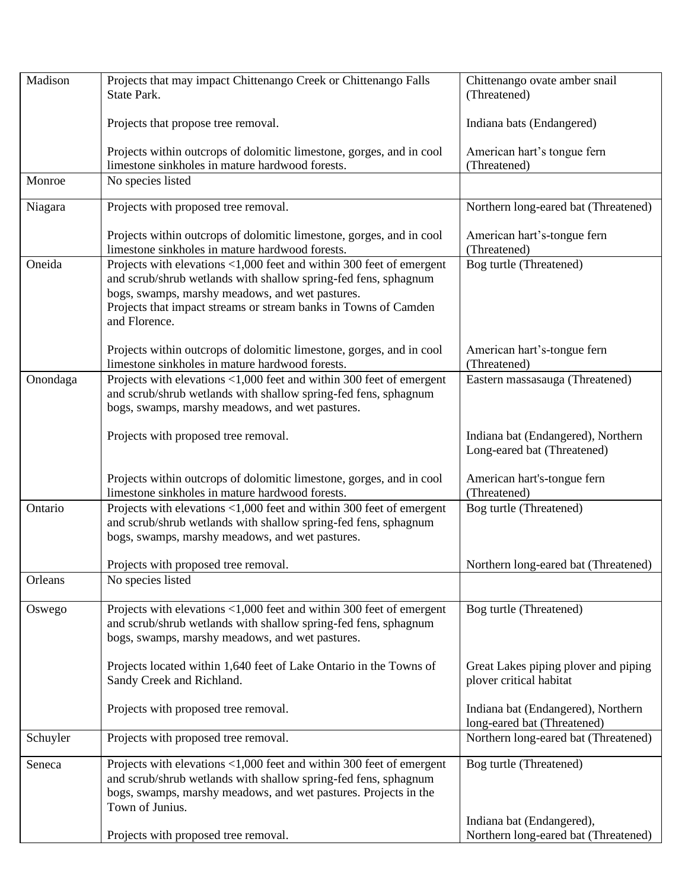| | | |
|---|---|---|
| Madison | Projects that may impact Chittenango Creek or Chittenango Falls State Park.<br><br>Projects that propose tree removal.<br><br>Projects within outcrops of dolomitic limestone, gorges, and in cool limestone sinkholes in mature hardwood forests. | Chittenango ovate amber snail (Threatened)<br><br>Indiana bats (Endangered)<br><br>American hart's tongue fern (Threatened) |
| Monroe | No species listed | |
| Niagara | Projects with proposed tree removal.<br><br>Projects within outcrops of dolomitic limestone, gorges, and in cool limestone sinkholes in mature hardwood forests. | Northern long-eared bat (Threatened)<br><br>American hart's-tongue fern (Threatened) |
| Oneida | Projects with elevations <1,000 feet and within 300 feet of emergent and scrub/shrub wetlands with shallow spring-fed fens, sphagnum bogs, swamps, marshy meadows, and wet pastures.<br>Projects that impact streams or stream banks in Towns of Camden and Florence.<br><br>Projects within outcrops of dolomitic limestone, gorges, and in cool limestone sinkholes in mature hardwood forests. | Bog turtle (Threatened)<br><br>American hart's-tongue fern (Threatened) |
| Onondaga | Projects with elevations <1,000 feet and within 300 feet of emergent and scrub/shrub wetlands with shallow spring-fed fens, sphagnum bogs, swamps, marshy meadows, and wet pastures.<br><br>Projects with proposed tree removal.<br><br>Projects within outcrops of dolomitic limestone, gorges, and in cool limestone sinkholes in mature hardwood forests. | Eastern massasauga (Threatened)<br><br>Indiana bat (Endangered), Northern Long-eared bat (Threatened)<br><br>American hart's-tongue fern (Threatened) |
| Ontario | Projects with elevations <1,000 feet and within 300 feet of emergent and scrub/shrub wetlands with shallow spring-fed fens, sphagnum bogs, swamps, marshy meadows, and wet pastures.<br><br>Projects with proposed tree removal. | Bog turtle (Threatened)<br><br>Northern long-eared bat (Threatened) |
| Orleans | No species listed | |
| Oswego | Projects with elevations <1,000 feet and within 300 feet of emergent and scrub/shrub wetlands with shallow spring-fed fens, sphagnum bogs, swamps, marshy meadows, and wet pastures.<br><br>Projects located within 1,640 feet of Lake Ontario in the Towns of Sandy Creek and Richland.<br><br>Projects with proposed tree removal. | Bog turtle (Threatened)<br><br>Great Lakes piping plover and piping plover critical habitat<br><br>Indiana bat (Endangered), Northern long-eared bat (Threatened) |
| Schuyler | Projects with proposed tree removal. | Northern long-eared bat (Threatened) |
| Seneca | Projects with elevations <1,000 feet and within 300 feet of emergent and scrub/shrub wetlands with shallow spring-fed fens, sphagnum bogs, swamps, marshy meadows, and wet pastures. Projects in the Town of Junius.<br><br>Projects with proposed tree removal. | Bog turtle (Threatened)<br><br>Indiana bat (Endangered), Northern long-eared bat (Threatened) |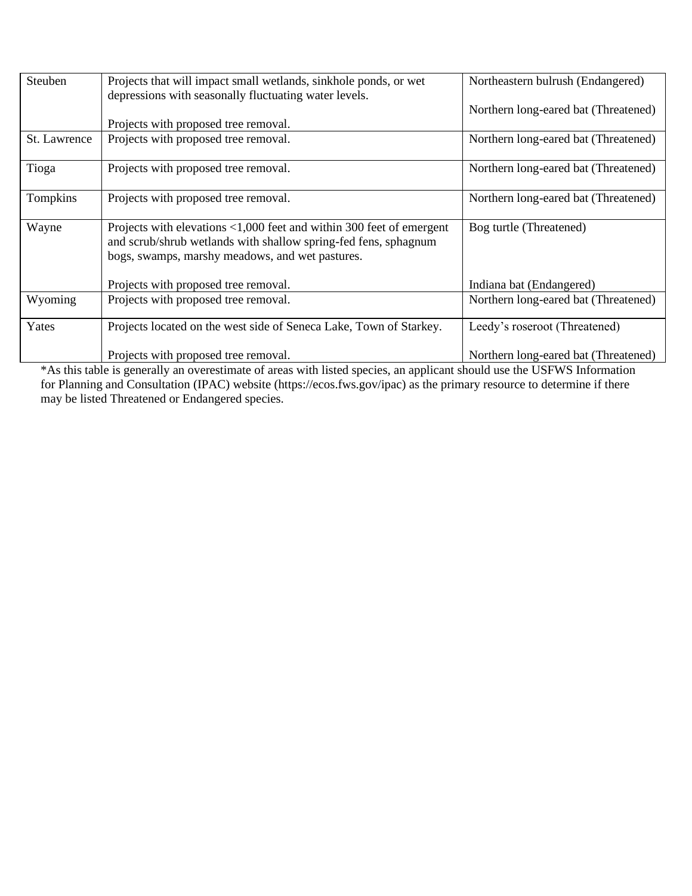| | | |
|---|---|---|
| Steuben | Projects that will impact small wetlands, sinkhole ponds, or wet depressions with seasonally fluctuating water levels.<br><br>Projects with proposed tree removal. | Northeastern bulrush (Endangered)<br><br>Northern long-eared bat (Threatened) |
| St. Lawrence | Projects with proposed tree removal. | Northern long-eared bat (Threatened) |
| Tioga | Projects with proposed tree removal. | Northern long-eared bat (Threatened) |
| Tompkins | Projects with proposed tree removal. | Northern long-eared bat (Threatened) |
| Wayne | Projects with elevations <1,000 feet and within 300 feet of emergent and scrub/shrub wetlands with shallow spring-fed fens, sphagnum bogs, swamps, marshy meadows, and wet pastures.<br><br>Projects with proposed tree removal. | Bog turtle (Threatened)<br><br>Indiana bat (Endangered) |
| Wyoming | Projects with proposed tree removal. | Northern long-eared bat (Threatened) |
| Yates | Projects located on the west side of Seneca Lake, Town of Starkey.<br><br>Projects with proposed tree removal. | Leedy's roseroot (Threatened)<br><br>Northern long-eared bat (Threatened) |

*As this table is generally an overestimate of areas with listed species, an applicant should use the USFWS Information for Planning and Consultation (IPAC) website (https://ecos.fws.gov/ipac) as the primary resource to determine if there may be listed Threatened or Endangered species.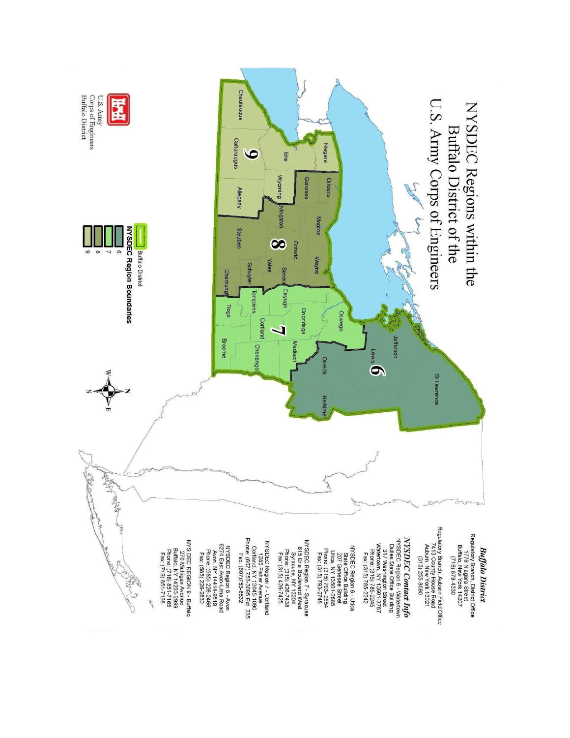# NYSDEC Regions within the Buffalo District of the U.S. Army Corps of Engineers

Chautauqua, Cattaraugus, Erie, Niagara, Allegany, Wyoming, Genesee, Orleans, Livingston, Monroe, Ontario, Steuben, Yates, Wayne, Seneca, Schuyler, Chemung, Tompkins, Cayuga, Tioga, Cortland, Onondaga, Oswego, Broome, Chenango, Madison, Oneida, Lewis, Jefferson, Herkimer, St Lawrence

9 8 7 6

**NYSDEC Region Boundaries**

- Buffalo District
- 6
- 7
- 8
- 9

U.S. Army Corps of Engineers Buffalo District

### *Buffalo District*

Regulatory Branch, District Office
1776 Niagara Street
Buffalo, New York 14207
(716) 879-4330

Regulatory Branch, Auburn Field Office
7413 County House Road
Auburn, New York 13021
(315) 255-8090

### *NYSDEC Contact Info*

NYSDEC Region 6 - Watertown
Dulles State Office Building
317 Washington Street
Watertown, NY 13601-3787
Phone: (315) 785-2245
Fax: (315) 785-2242

NYSDEC Region 6 - Utica
State Office Building
207 Genesee Street
Utica, NY 13501-2885
Phone: (315) 793-2554
Fax: (315) 793-2748

NYSDEC Region 7 - Syracuse
615 Erie Boulevard West
Syracuse, NY 13204
Phone: (315) 426-7438
Fax: (315) 426-7425

NYSDEC Region 7 - Cortland
1285 Fisher Avenue
Cortland, NY 13045-1090
Phone: (607) 753-3095 Ext. 235
Fax: (607) 753-8532

NYSDEC Region 8 - Avon
6274 East Avon-Lima Road
Avon, NY 14414-9519
Phone: (585) 226-2466
Fax: (585) 226-2830

NYS DEC REGION 9 - Buffalo
270 Michigan Avenue
Buffalo, NY 14203-2999
Phone: (716) 851-7165
Fax: (716) 851-7168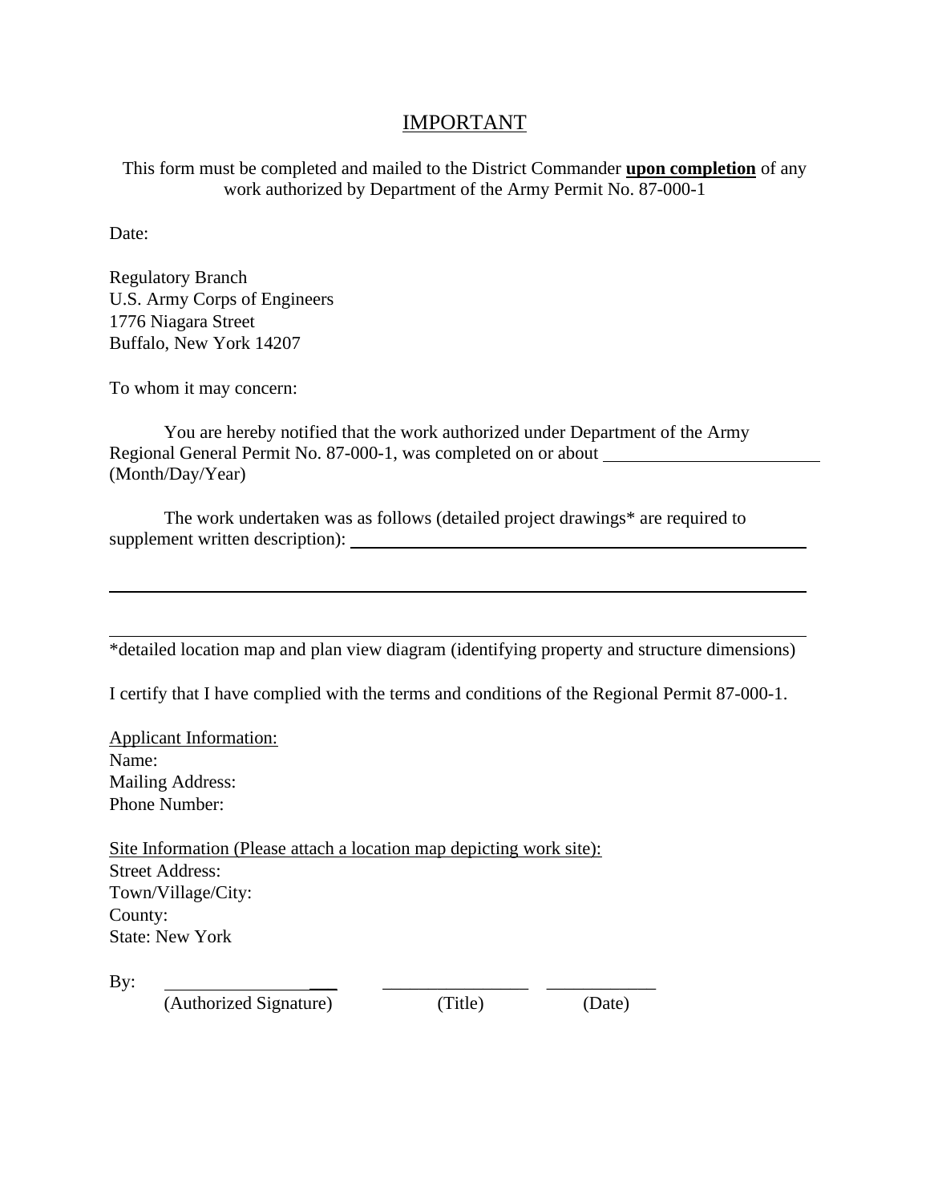# IMPORTANT

This form must be completed and mailed to the District Commander **upon completion** of any work authorized by Department of the Army Permit No. 87-000-1

Date:

Regulatory Branch
U.S. Army Corps of Engineers
1776 Niagara Street
Buffalo, New York 14207

To whom it may concern:

You are hereby notified that the work authorized under Department of the Army Regional General Permit No. 87-000-1, was completed on or about ________________________ (Month/Day/Year)

The work undertaken was as follows (detailed project drawings* are required to supplement written description): ________________________________________________

______________________________________________________________________________

______________________________________________________________________________

*detailed location map and plan view diagram (identifying property and structure dimensions)

I certify that I have complied with the terms and conditions of the Regional Permit 87-000-1.

Applicant Information:
Name:
Mailing Address:
Phone Number:

Site Information (Please attach a location map depicting work site):
Street Address:
Town/Village/City:
County:
State: New York

By: ____________________ ________________ ____________
(Authorized Signature) (Title) (Date)